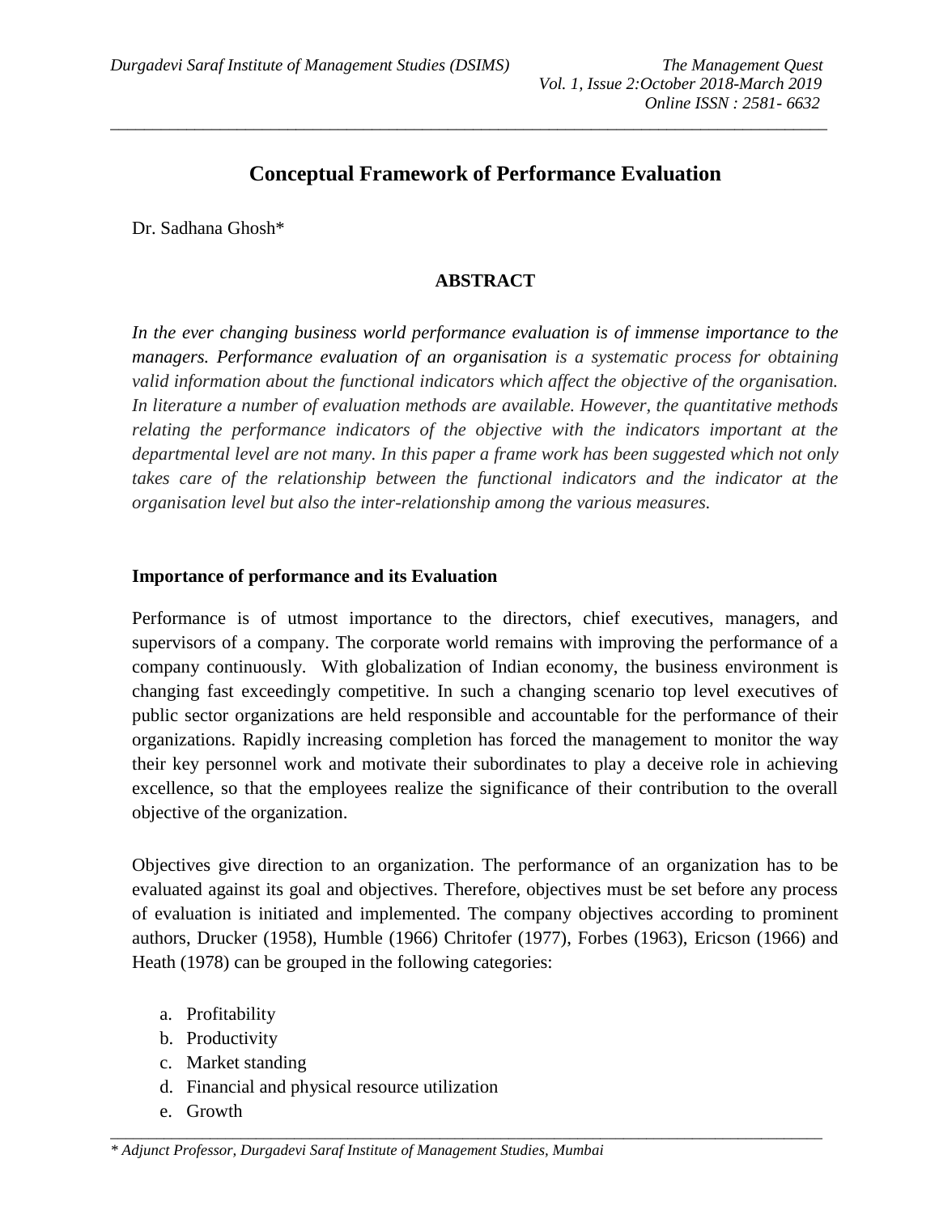# Conceptual Framework of Performance Evaluation

Dr. Sadhana Ghosh*

## ABSTRACT

*In the ever changing business world performance evaluation is of immense importance to the managers. Performance evaluation of an organisation is a systematic process for obtaining valid information about the functional indicators which affect the objective of the organisation. In literature a number of evaluation methods are available. However, the quantitative methods relating the performance indicators of the objective with the indicators important at the departmental level are not many. In this paper a frame work has been suggested which not only takes care of the relationship between the functional indicators and the indicator at the organisation level but also the inter-relationship among the various measures.*

### Importance of performance and its Evaluation

Performance is of utmost importance to the directors, chief executives, managers, and supervisors of a company. The corporate world remains with improving the performance of a company continuously. With globalization of Indian economy, the business environment is changing fast exceedingly competitive. In such a changing scenario top level executives of public sector organizations are held responsible and accountable for the performance of their organizations. Rapidly increasing completion has forced the management to monitor the way their key personnel work and motivate their subordinates to play a deceive role in achieving excellence, so that the employees realize the significance of their contribution to the overall objective of the organization.

Objectives give direction to an organization. The performance of an organization has to be evaluated against its goal and objectives. Therefore, objectives must be set before any process of evaluation is initiated and implemented. The company objectives according to prominent authors, Drucker (1958), Humble (1966) Chritofer (1977), Forbes (1963), Ericson (1966) and Heath (1978) can be grouped in the following categories:

a. Profitability
b. Productivity
c. Market standing
d. Financial and physical resource utilization
e. Growth

*\* Adjunct Professor, Durgadevi Saraf Institute of Management Studies, Mumbai*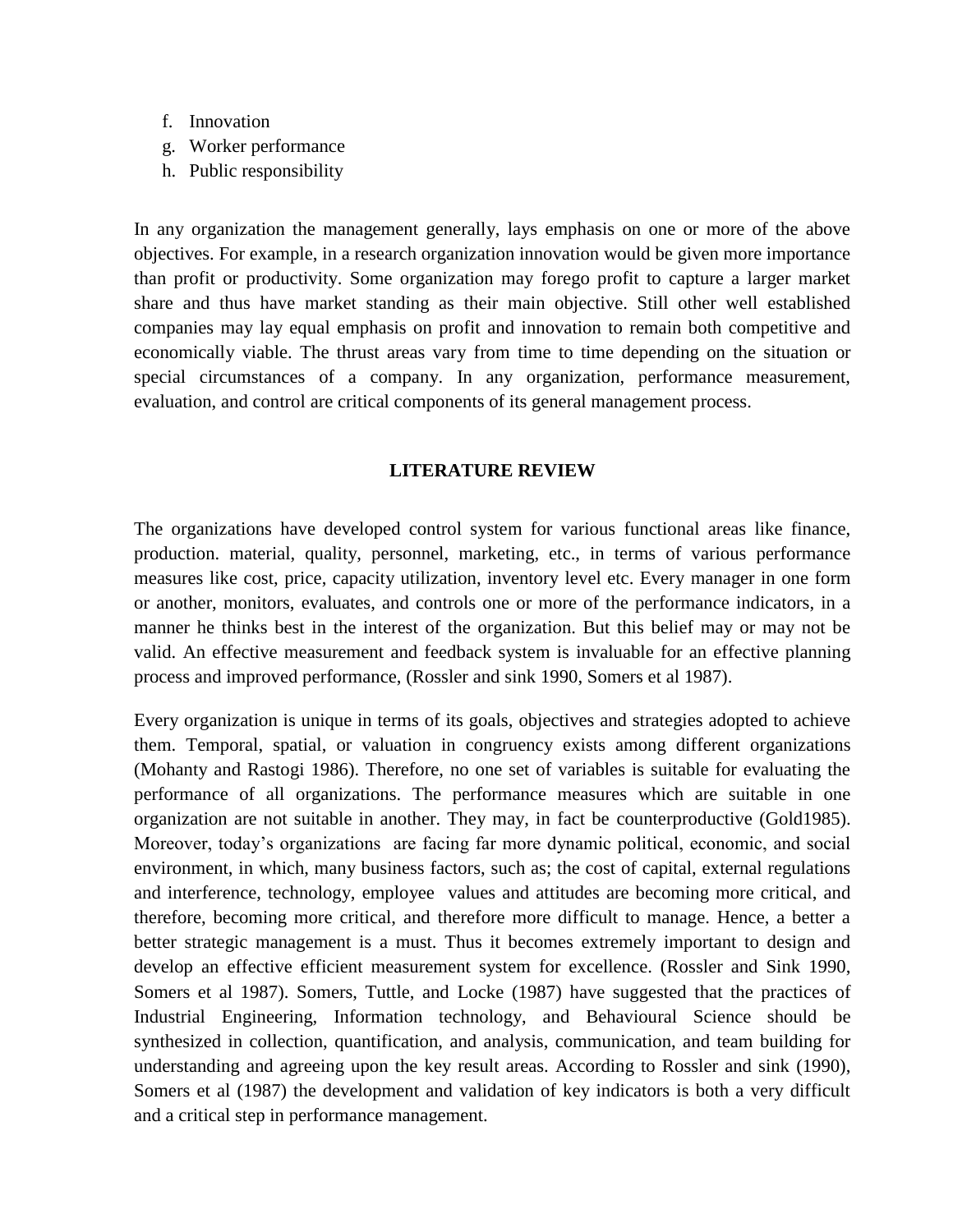f. Innovation
g. Worker performance
h. Public responsibility

In any organization the management generally, lays emphasis on one or more of the above objectives. For example, in a research organization innovation would be given more importance than profit or productivity. Some organization may forego profit to capture a larger market share and thus have market standing as their main objective. Still other well established companies may lay equal emphasis on profit and innovation to remain both competitive and economically viable. The thrust areas vary from time to time depending on the situation or special circumstances of a company. In any organization, performance measurement, evaluation, and control are critical components of its general management process.

## LITERATURE REVIEW

The organizations have developed control system for various functional areas like finance, production. material, quality, personnel, marketing, etc., in terms of various performance measures like cost, price, capacity utilization, inventory level etc. Every manager in one form or another, monitors, evaluates, and controls one or more of the performance indicators, in a manner he thinks best in the interest of the organization. But this belief may or may not be valid. An effective measurement and feedback system is invaluable for an effective planning process and improved performance, (Rossler and sink 1990, Somers et al 1987).

Every organization is unique in terms of its goals, objectives and strategies adopted to achieve them. Temporal, spatial, or valuation in congruency exists among different organizations (Mohanty and Rastogi 1986). Therefore, no one set of variables is suitable for evaluating the performance of all organizations. The performance measures which are suitable in one organization are not suitable in another. They may, in fact be counterproductive (Gold1985). Moreover, today's organizations are facing far more dynamic political, economic, and social environment, in which, many business factors, such as; the cost of capital, external regulations and interference, technology, employee values and attitudes are becoming more critical, and therefore, becoming more critical, and therefore more difficult to manage. Hence, a better a better strategic management is a must. Thus it becomes extremely important to design and develop an effective efficient measurement system for excellence. (Rossler and Sink 1990, Somers et al 1987). Somers, Tuttle, and Locke (1987) have suggested that the practices of Industrial Engineering, Information technology, and Behavioural Science should be synthesized in collection, quantification, and analysis, communication, and team building for understanding and agreeing upon the key result areas. According to Rossler and sink (1990), Somers et al (1987) the development and validation of key indicators is both a very difficult and a critical step in performance management.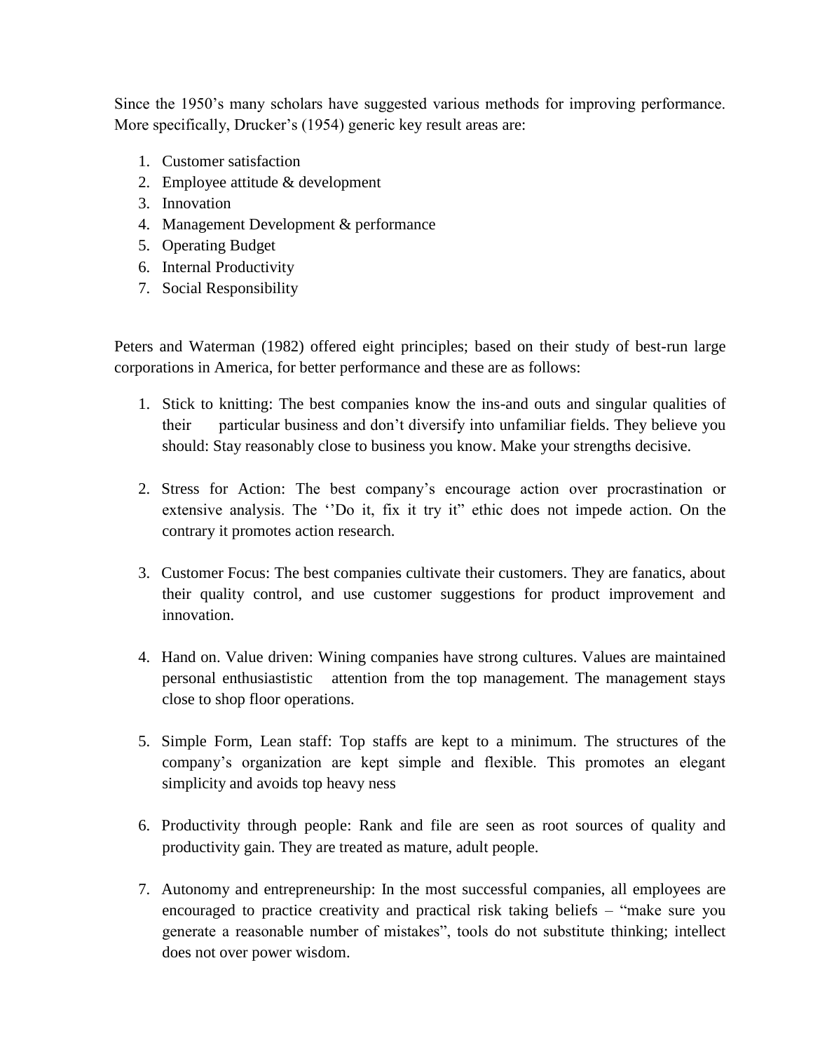Since the 1950's many scholars have suggested various methods for improving performance. More specifically, Drucker's (1954) generic key result areas are:

1. Customer satisfaction
2. Employee attitude & development
3. Innovation
4. Management Development & performance
5. Operating Budget
6. Internal Productivity
7. Social Responsibility

Peters and Waterman (1982) offered eight principles; based on their study of best-run large corporations in America, for better performance and these are as follows:

1. Stick to knitting: The best companies know the ins-and outs and singular qualities of their particular business and don't diversify into unfamiliar fields. They believe you should: Stay reasonably close to business you know. Make your strengths decisive.

2. Stress for Action: The best company's encourage action over procrastination or extensive analysis. The ''Do it, fix it try it" ethic does not impede action. On the contrary it promotes action research.

3. Customer Focus: The best companies cultivate their customers. They are fanatics, about their quality control, and use customer suggestions for product improvement and innovation.

4. Hand on. Value driven: Wining companies have strong cultures. Values are maintained personal enthusiastistic attention from the top management. The management stays close to shop floor operations.

5. Simple Form, Lean staff: Top staffs are kept to a minimum. The structures of the company's organization are kept simple and flexible. This promotes an elegant simplicity and avoids top heavy ness

6. Productivity through people: Rank and file are seen as root sources of quality and productivity gain. They are treated as mature, adult people.

7. Autonomy and entrepreneurship: In the most successful companies, all employees are encouraged to practice creativity and practical risk taking beliefs – "make sure you generate a reasonable number of mistakes", tools do not substitute thinking; intellect does not over power wisdom.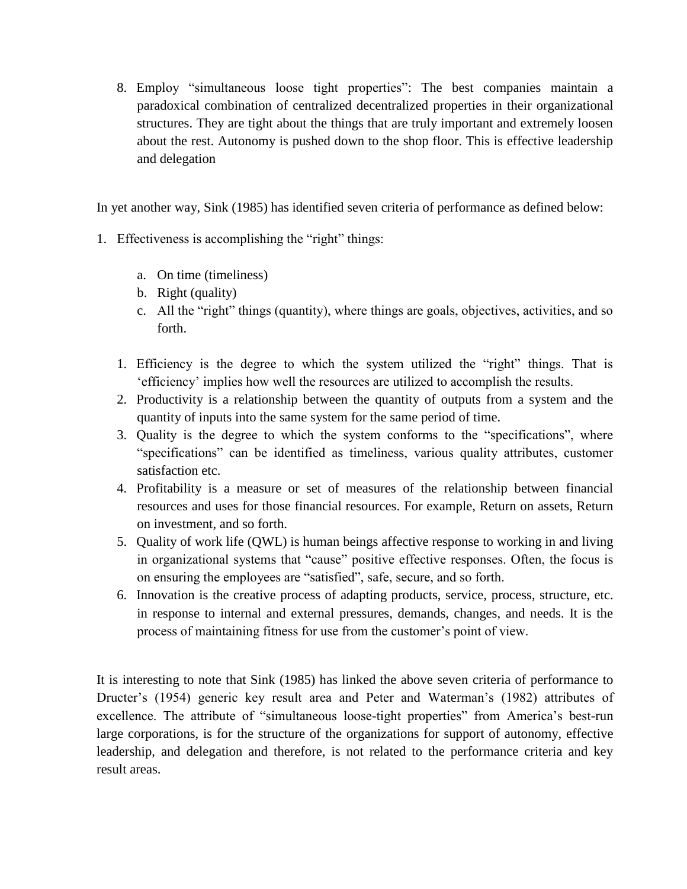8. Employ "simultaneous loose tight properties": The best companies maintain a paradoxical combination of centralized decentralized properties in their organizational structures. They are tight about the things that are truly important and extremely loosen about the rest. Autonomy is pushed down to the shop floor. This is effective leadership and delegation

In yet another way, Sink (1985) has identified seven criteria of performance as defined below:

1. Effectiveness is accomplishing the "right" things:

    a. On time (timeliness)
    b. Right (quality)
    c. All the "right" things (quantity), where things are goals, objectives, activities, and so forth.

1. Efficiency is the degree to which the system utilized the "right" things. That is 'efficiency' implies how well the resources are utilized to accomplish the results.
2. Productivity is a relationship between the quantity of outputs from a system and the quantity of inputs into the same system for the same period of time.
3. Quality is the degree to which the system conforms to the "specifications", where "specifications" can be identified as timeliness, various quality attributes, customer satisfaction etc.
4. Profitability is a measure or set of measures of the relationship between financial resources and uses for those financial resources. For example, Return on assets, Return on investment, and so forth.
5. Quality of work life (QWL) is human beings affective response to working in and living in organizational systems that "cause" positive effective responses. Often, the focus is on ensuring the employees are "satisfied", safe, secure, and so forth.
6. Innovation is the creative process of adapting products, service, process, structure, etc. in response to internal and external pressures, demands, changes, and needs. It is the process of maintaining fitness for use from the customer's point of view.

It is interesting to note that Sink (1985) has linked the above seven criteria of performance to Dructer's (1954) generic key result area and Peter and Waterman's (1982) attributes of excellence. The attribute of "simultaneous loose-tight properties" from America's best-run large corporations, is for the structure of the organizations for support of autonomy, effective leadership, and delegation and therefore, is not related to the performance criteria and key result areas.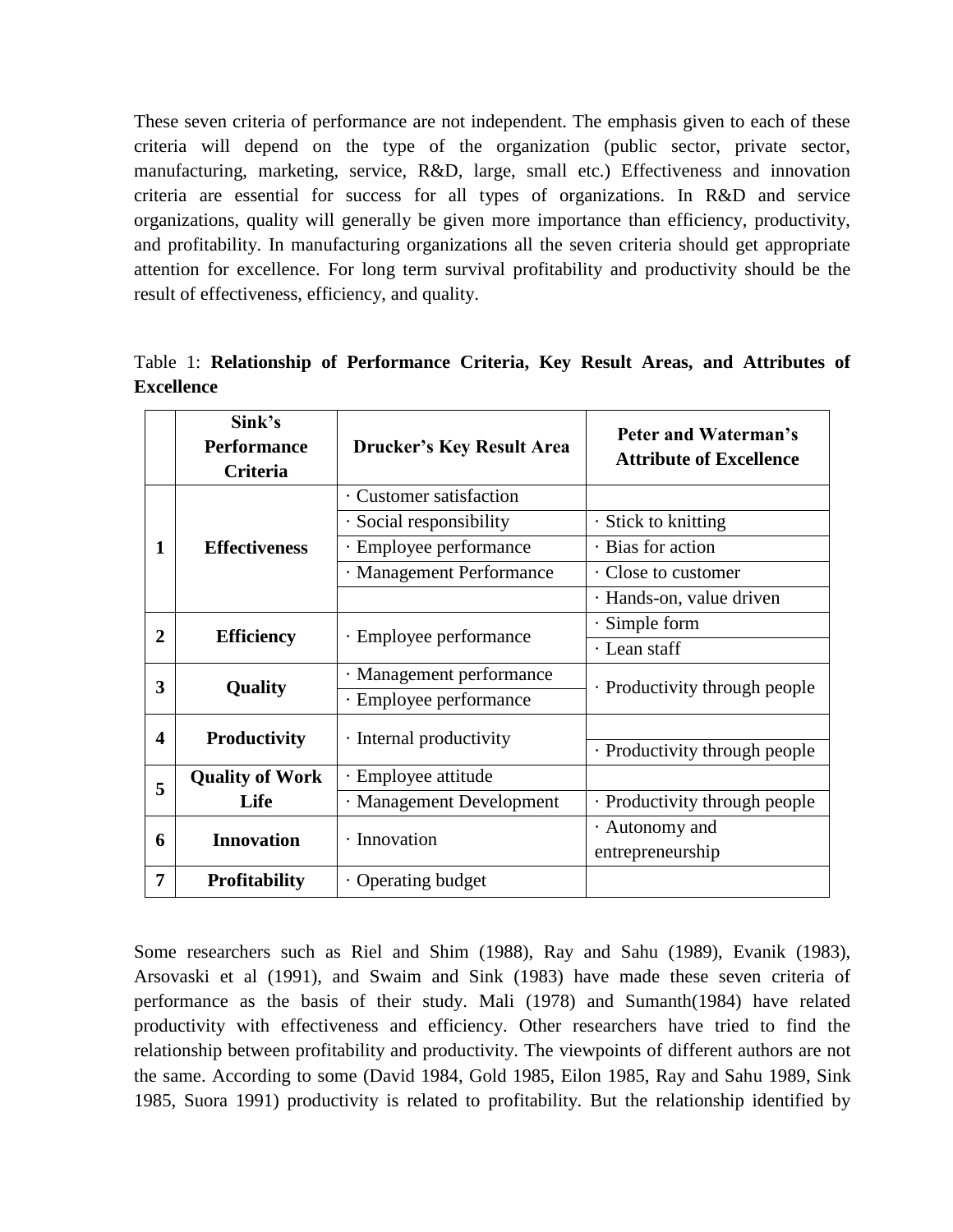These seven criteria of performance are not independent. The emphasis given to each of these criteria will depend on the type of the organization (public sector, private sector, manufacturing, marketing, service, R&D, large, small etc.) Effectiveness and innovation criteria are essential for success for all types of organizations. In R&D and service organizations, quality will generally be given more importance than efficiency, productivity, and profitability. In manufacturing organizations all the seven criteria should get appropriate attention for excellence. For long term survival profitability and productivity should be the result of effectiveness, efficiency, and quality.

Table 1: **Relationship of Performance Criteria, Key Result Areas, and Attributes of Excellence**

| | Sink's Performance Criteria | Drucker's Key Result Area | Peter and Waterman's Attribute of Excellence |
|---|---|---|---|
| 1 | **Effectiveness** | · Customer satisfaction | |
| | | · Social responsibility | · Stick to knitting |
| | | · Employee performance | · Bias for action |
| | | · Management Performance | · Close to customer |
| | | | · Hands-on, value driven |
| 2 | **Efficiency** | · Employee performance | · Simple form |
| | | | · Lean staff |
| 3 | **Quality** | · Management performance | · Productivity through people |
| | | · Employee performance | |
| 4 | **Productivity** | · Internal productivity | |
| | | | · Productivity through people |
| 5 | **Quality of Work Life** | · Employee attitude | |
| | | · Management Development | · Productivity through people |
| 6 | **Innovation** | · Innovation | · Autonomy and entrepreneurship |
| 7 | **Profitability** | · Operating budget | |

Some researchers such as Riel and Shim (1988), Ray and Sahu (1989), Evanik (1983), Arsovaski et al (1991), and Swaim and Sink (1983) have made these seven criteria of performance as the basis of their study. Mali (1978) and Sumanth(1984) have related productivity with effectiveness and efficiency. Other researchers have tried to find the relationship between profitability and productivity. The viewpoints of different authors are not the same. According to some (David 1984, Gold 1985, Eilon 1985, Ray and Sahu 1989, Sink 1985, Suora 1991) productivity is related to profitability. But the relationship identified by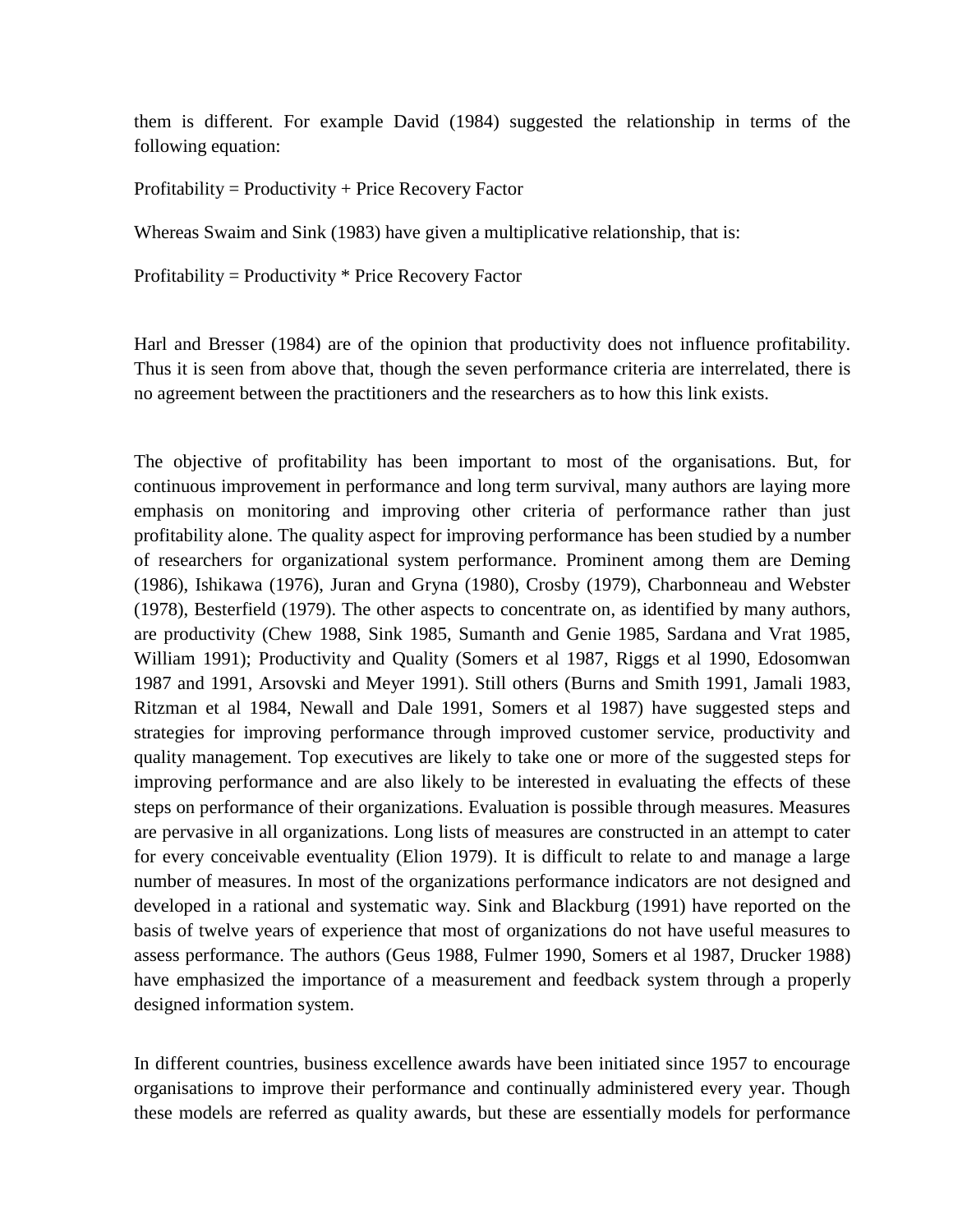them is different. For example David (1984) suggested the relationship in terms of the following equation:

Profitability = Productivity + Price Recovery Factor

Whereas Swaim and Sink (1983) have given a multiplicative relationship, that is:

Profitability = Productivity * Price Recovery Factor

Harl and Bresser (1984) are of the opinion that productivity does not influence profitability. Thus it is seen from above that, though the seven performance criteria are interrelated, there is no agreement between the practitioners and the researchers as to how this link exists.

The objective of profitability has been important to most of the organisations. But, for continuous improvement in performance and long term survival, many authors are laying more emphasis on monitoring and improving other criteria of performance rather than just profitability alone. The quality aspect for improving performance has been studied by a number of researchers for organizational system performance. Prominent among them are Deming (1986), Ishikawa (1976), Juran and Gryna (1980), Crosby (1979), Charbonneau and Webster (1978), Besterfield (1979). The other aspects to concentrate on, as identified by many authors, are productivity (Chew 1988, Sink 1985, Sumanth and Genie 1985, Sardana and Vrat 1985, William 1991); Productivity and Quality (Somers et al 1987, Riggs et al 1990, Edosomwan 1987 and 1991, Arsovski and Meyer 1991). Still others (Burns and Smith 1991, Jamali 1983, Ritzman et al 1984, Newall and Dale 1991, Somers et al 1987) have suggested steps and strategies for improving performance through improved customer service, productivity and quality management. Top executives are likely to take one or more of the suggested steps for improving performance and are also likely to be interested in evaluating the effects of these steps on performance of their organizations. Evaluation is possible through measures. Measures are pervasive in all organizations. Long lists of measures are constructed in an attempt to cater for every conceivable eventuality (Elion 1979). It is difficult to relate to and manage a large number of measures. In most of the organizations performance indicators are not designed and developed in a rational and systematic way. Sink and Blackburg (1991) have reported on the basis of twelve years of experience that most of organizations do not have useful measures to assess performance. The authors (Geus 1988, Fulmer 1990, Somers et al 1987, Drucker 1988) have emphasized the importance of a measurement and feedback system through a properly designed information system.

In different countries, business excellence awards have been initiated since 1957 to encourage organisations to improve their performance and continually administered every year. Though these models are referred as quality awards, but these are essentially models for performance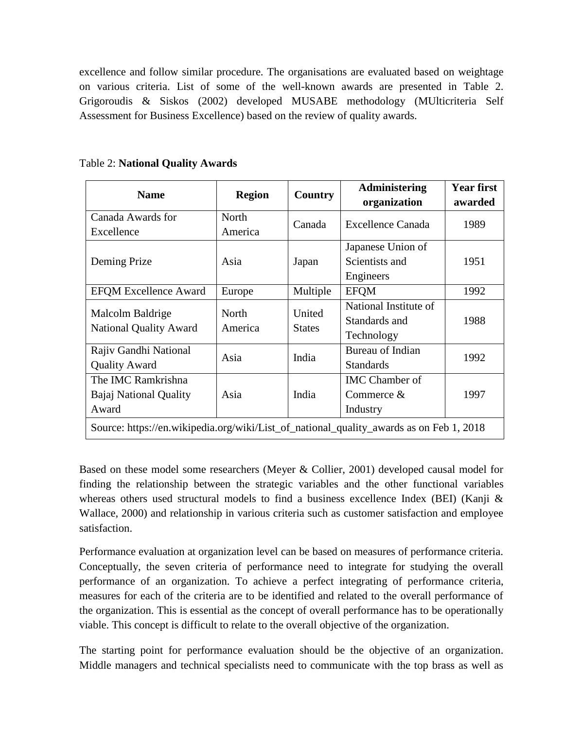excellence and follow similar procedure. The organisations are evaluated based on weightage on various criteria. List of some of the well-known awards are presented in Table 2. Grigoroudis & Siskos (2002) developed MUSABE methodology (MUlticriteria Self Assessment for Business Excellence) based on the review of quality awards.

Table 2: **National Quality Awards**

| Name | Region | Country | Administering organization | Year first awarded |
|---|---|---|---|---|
| Canada Awards for Excellence | North America | Canada | Excellence Canada | 1989 |
| Deming Prize | Asia | Japan | Japanese Union of Scientists and Engineers | 1951 |
| EFQM Excellence Award | Europe | Multiple | EFQM | 1992 |
| Malcolm Baldrige National Quality Award | North America | United States | National Institute of Standards and Technology | 1988 |
| Rajiv Gandhi National Quality Award | Asia | India | Bureau of Indian Standards | 1992 |
| The IMC Ramkrishna Bajaj National Quality Award | Asia | India | IMC Chamber of Commerce & Industry | 1997 |
| Source: https://en.wikipedia.org/wiki/List_of_national_quality_awards as on Feb 1, 2018 | | | | |

Based on these model some researchers (Meyer & Collier, 2001) developed causal model for finding the relationship between the strategic variables and the other functional variables whereas others used structural models to find a business excellence Index (BEI) (Kanji & Wallace, 2000) and relationship in various criteria such as customer satisfaction and employee satisfaction.

Performance evaluation at organization level can be based on measures of performance criteria. Conceptually, the seven criteria of performance need to integrate for studying the overall performance of an organization. To achieve a perfect integrating of performance criteria, measures for each of the criteria are to be identified and related to the overall performance of the organization. This is essential as the concept of overall performance has to be operationally viable. This concept is difficult to relate to the overall objective of the organization.

The starting point for performance evaluation should be the objective of an organization. Middle managers and technical specialists need to communicate with the top brass as well as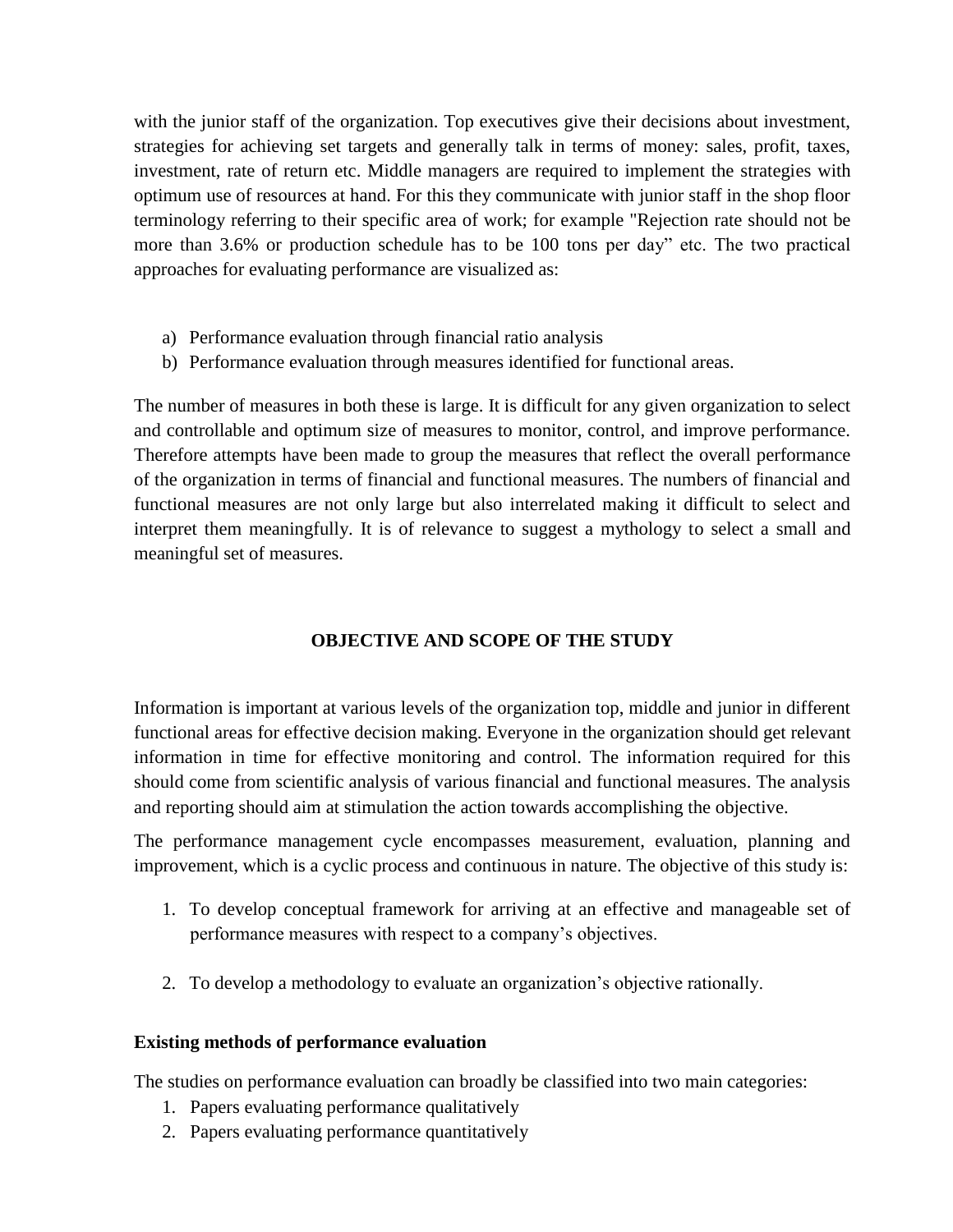with the junior staff of the organization. Top executives give their decisions about investment, strategies for achieving set targets and generally talk in terms of money: sales, profit, taxes, investment, rate of return etc. Middle managers are required to implement the strategies with optimum use of resources at hand. For this they communicate with junior staff in the shop floor terminology referring to their specific area of work; for example "Rejection rate should not be more than 3.6% or production schedule has to be 100 tons per day" etc. The two practical approaches for evaluating performance are visualized as:

a) Performance evaluation through financial ratio analysis
b) Performance evaluation through measures identified for functional areas.

The number of measures in both these is large. It is difficult for any given organization to select and controllable and optimum size of measures to monitor, control, and improve performance. Therefore attempts have been made to group the measures that reflect the overall performance of the organization in terms of financial and functional measures. The numbers of financial and functional measures are not only large but also interrelated making it difficult to select and interpret them meaningfully. It is of relevance to suggest a mythology to select a small and meaningful set of measures.

## OBJECTIVE AND SCOPE OF THE STUDY

Information is important at various levels of the organization top, middle and junior in different functional areas for effective decision making. Everyone in the organization should get relevant information in time for effective monitoring and control. The information required for this should come from scientific analysis of various financial and functional measures. The analysis and reporting should aim at stimulation the action towards accomplishing the objective.

The performance management cycle encompasses measurement, evaluation, planning and improvement, which is a cyclic process and continuous in nature. The objective of this study is:

1. To develop conceptual framework for arriving at an effective and manageable set of performance measures with respect to a company's objectives.

2. To develop a methodology to evaluate an organization's objective rationally.

### Existing methods of performance evaluation

The studies on performance evaluation can broadly be classified into two main categories:

1. Papers evaluating performance qualitatively
2. Papers evaluating performance quantitatively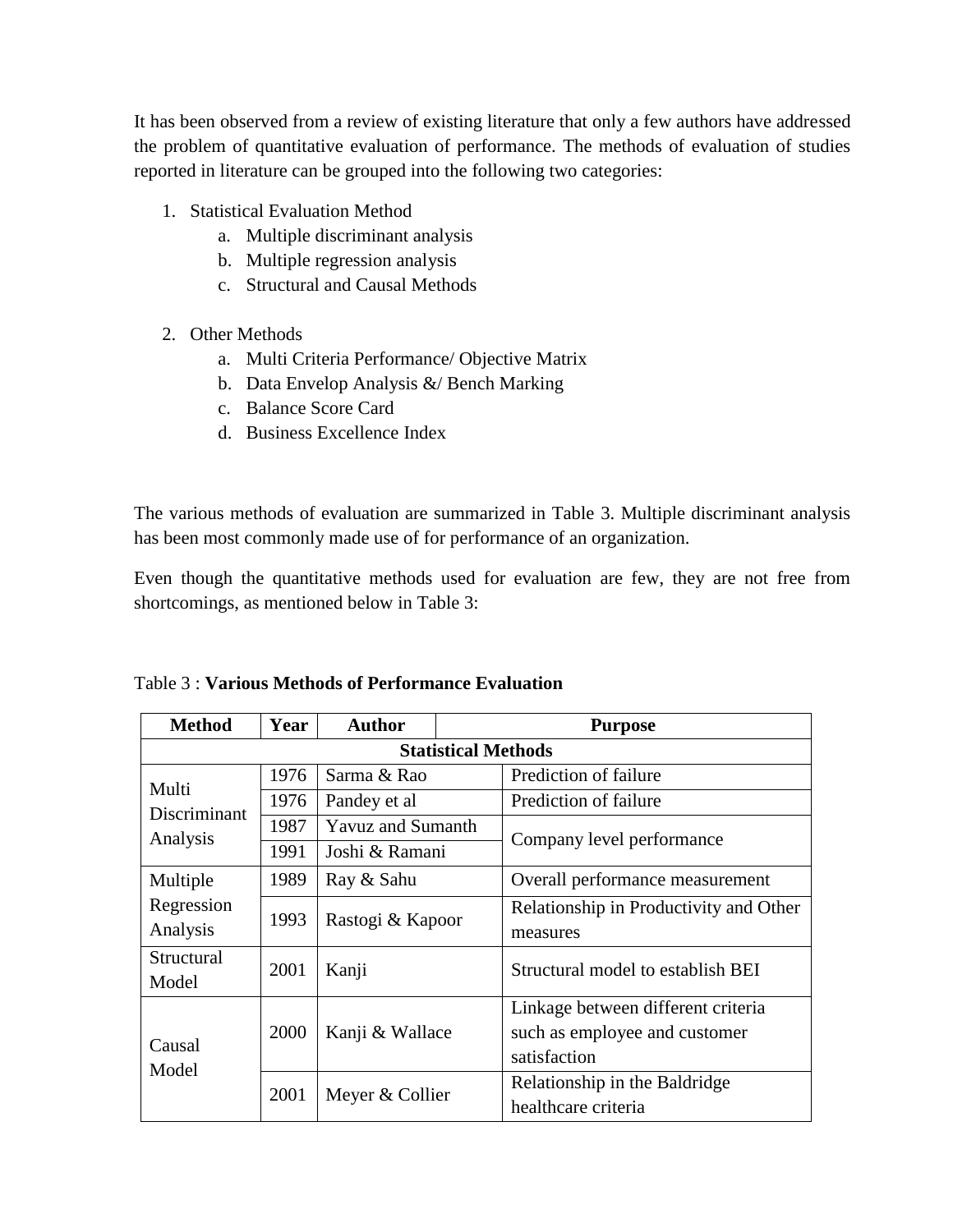It has been observed from a review of existing literature that only a few authors have addressed the problem of quantitative evaluation of performance. The methods of evaluation of studies reported in literature can be grouped into the following two categories:

1. Statistical Evaluation Method
    a. Multiple discriminant analysis
    b. Multiple regression analysis
    c. Structural and Causal Methods

2. Other Methods
    a. Multi Criteria Performance/ Objective Matrix
    b. Data Envelop Analysis &/ Bench Marking
    c. Balance Score Card
    d. Business Excellence Index

The various methods of evaluation are summarized in Table 3. Multiple discriminant analysis has been most commonly made use of for performance of an organization.

Even though the quantitative methods used for evaluation are few, they are not free from shortcomings, as mentioned below in Table 3:

Table 3 : **Various Methods of Performance Evaluation**

| Method | Year | Author | Purpose |
|---|---|---|---|
| **Statistical Methods** | | | |
| Multi Discriminant Analysis | 1976 | Sarma & Rao | Prediction of failure |
| | 1976 | Pandey et al | Prediction of failure |
| | 1987 | Yavuz and Sumanth | Company level performance |
| | 1991 | Joshi & Ramani | |
| Multiple Regression Analysis | 1989 | Ray & Sahu | Overall performance measurement |
| | 1993 | Rastogi & Kapoor | Relationship in Productivity and Other measures |
| Structural Model | 2001 | Kanji | Structural model to establish BEI |
| Causal Model | 2000 | Kanji & Wallace | Linkage between different criteria such as employee and customer satisfaction |
| | 2001 | Meyer & Collier | Relationship in the Baldridge healthcare criteria |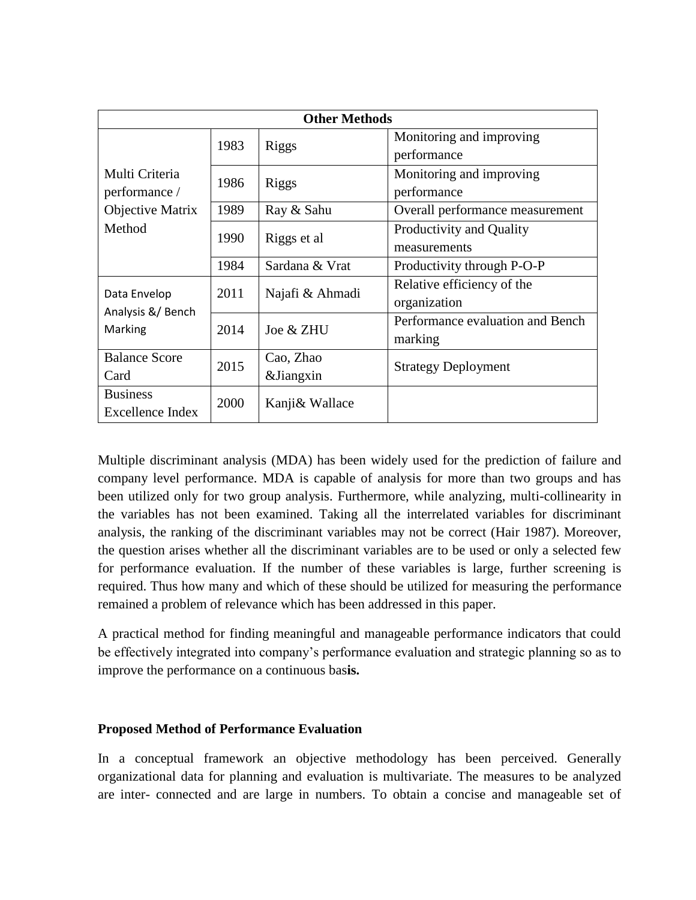| Other Methods | | | |
|---|---|---|---|
| Multi Criteria performance / Objective Matrix Method | 1983 | Riggs | Monitoring and improving performance |
| | 1986 | Riggs | Monitoring and improving performance |
| | 1989 | Ray & Sahu | Overall performance measurement |
| | 1990 | Riggs et al | Productivity and Quality measurements |
| | 1984 | Sardana & Vrat | Productivity through P-O-P |
| Data Envelop Analysis &/ Bench Marking | 2011 | Najafi & Ahmadi | Relative efficiency of the organization |
| | 2014 | Joe & ZHU | Performance evaluation and Bench marking |
| Balance Score Card | 2015 | Cao, Zhao &Jiangxin | Strategy Deployment |
| Business Excellence Index | 2000 | Kanji& Wallace | |

Multiple discriminant analysis (MDA) has been widely used for the prediction of failure and company level performance. MDA is capable of analysis for more than two groups and has been utilized only for two group analysis. Furthermore, while analyzing, multi-collinearity in the variables has not been examined. Taking all the interrelated variables for discriminant analysis, the ranking of the discriminant variables may not be correct (Hair 1987). Moreover, the question arises whether all the discriminant variables are to be used or only a selected few for performance evaluation. If the number of these variables is large, further screening is required. Thus how many and which of these should be utilized for measuring the performance remained a problem of relevance which has been addressed in this paper.

A practical method for finding meaningful and manageable performance indicators that could be effectively integrated into company's performance evaluation and strategic planning so as to improve the performance on a continuous bas**is.**

### Proposed Method of Performance Evaluation

In a conceptual framework an objective methodology has been perceived. Generally organizational data for planning and evaluation is multivariate. The measures to be analyzed are inter- connected and are large in numbers. To obtain a concise and manageable set of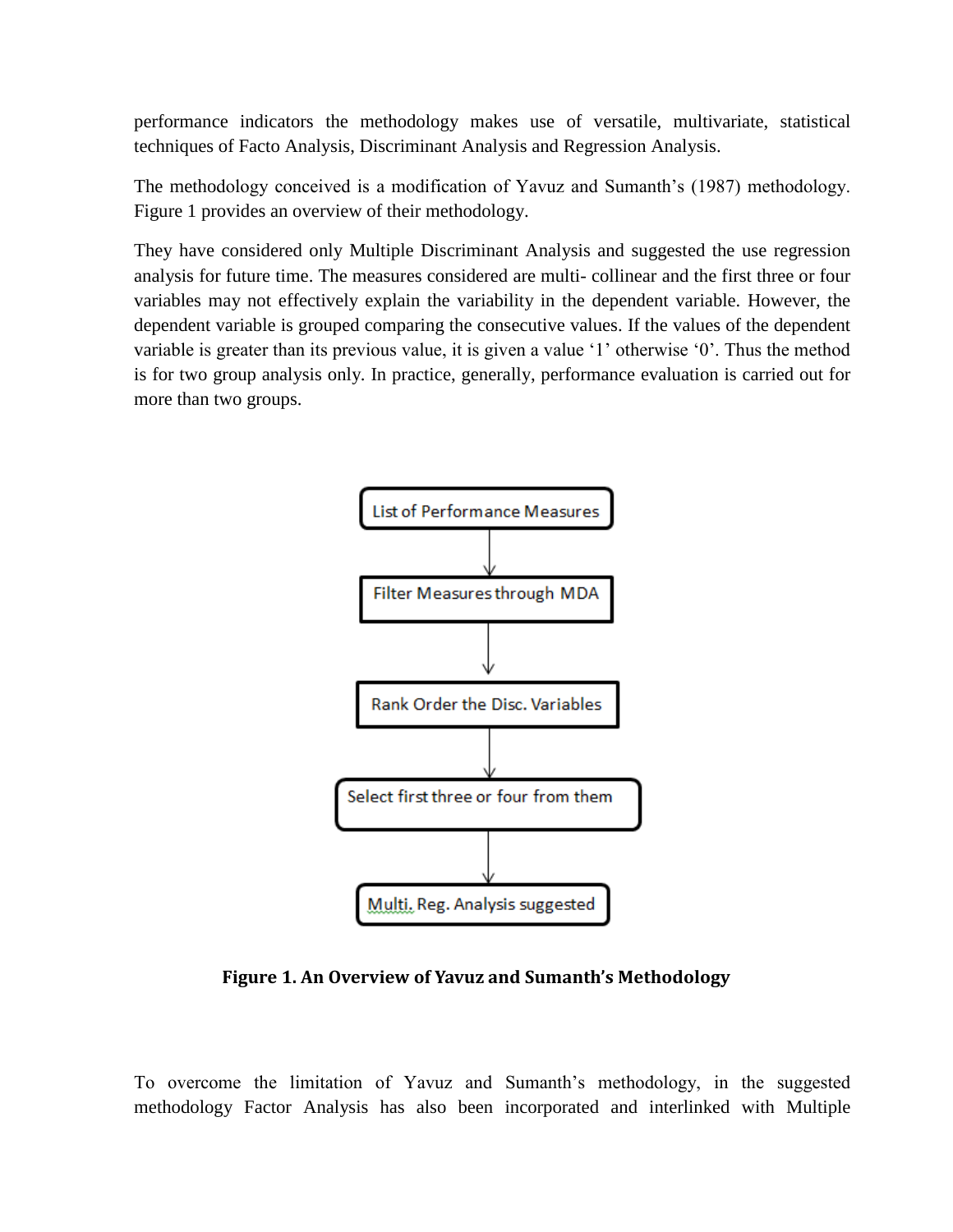performance indicators the methodology makes use of versatile, multivariate, statistical techniques of Facto Analysis, Discriminant Analysis and Regression Analysis.

The methodology conceived is a modification of Yavuz and Sumanth's (1987) methodology. Figure 1 provides an overview of their methodology.

They have considered only Multiple Discriminant Analysis and suggested the use regression analysis for future time. The measures considered are multi- collinear and the first three or four variables may not effectively explain the variability in the dependent variable. However, the dependent variable is grouped comparing the consecutive values. If the values of the dependent variable is greater than its previous value, it is given a value '1' otherwise '0'. Thus the method is for two group analysis only. In practice, generally, performance evaluation is carried out for more than two groups.

List of Performance Measures

↓

Filter Measures through MDA

↓

Rank Order the Disc. Variables

↓

Select first three or four from them

↓

Multi. Reg. Analysis suggested

**Figure 1. An Overview of Yavuz and Sumanth's Methodology**

To overcome the limitation of Yavuz and Sumanth's methodology, in the suggested methodology Factor Analysis has also been incorporated and interlinked with Multiple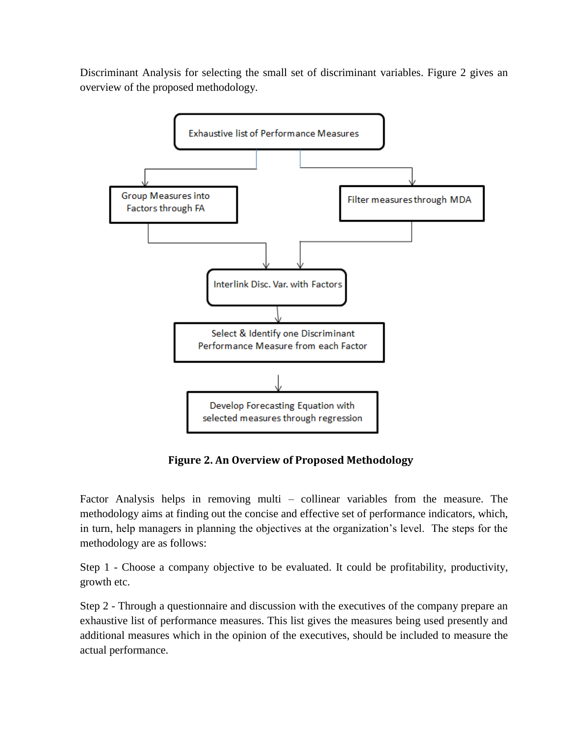Discriminant Analysis for selecting the small set of discriminant variables. Figure 2 gives an overview of the proposed methodology.

**Figure 2. An Overview of Proposed Methodology**

Factor Analysis helps in removing multi – collinear variables from the measure. The methodology aims at finding out the concise and effective set of performance indicators, which, in turn, help managers in planning the objectives at the organization's level. The steps for the methodology are as follows:

Step 1 - Choose a company objective to be evaluated. It could be profitability, productivity, growth etc.

Step 2 - Through a questionnaire and discussion with the executives of the company prepare an exhaustive list of performance measures. This list gives the measures being used presently and additional measures which in the opinion of the executives, should be included to measure the actual performance.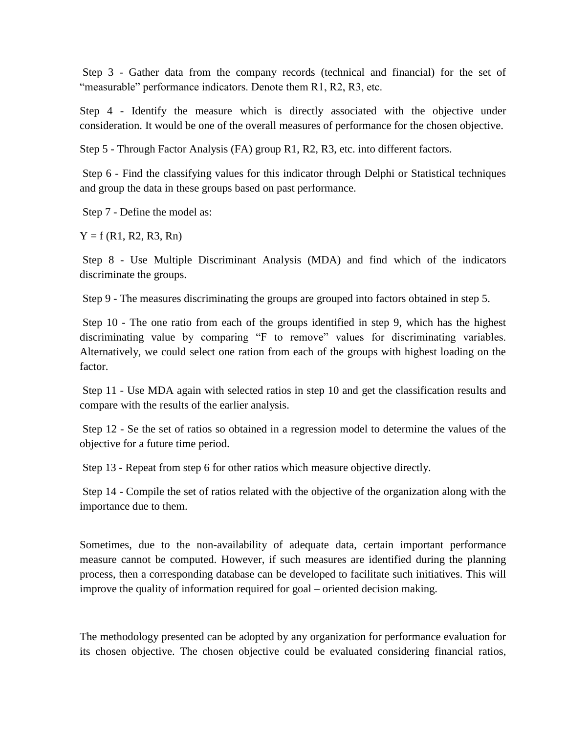Step 3 - Gather data from the company records (technical and financial) for the set of "measurable" performance indicators. Denote them R1, R2, R3, etc.

Step 4 - Identify the measure which is directly associated with the objective under consideration. It would be one of the overall measures of performance for the chosen objective.

Step 5 - Through Factor Analysis (FA) group R1, R2, R3, etc. into different factors.

Step 6 - Find the classifying values for this indicator through Delphi or Statistical techniques and group the data in these groups based on past performance.

Step 7 - Define the model as:

$$Y = f(R1, R2, R3, Rn)$$

Step 8 - Use Multiple Discriminant Analysis (MDA) and find which of the indicators discriminate the groups.

Step 9 - The measures discriminating the groups are grouped into factors obtained in step 5.

Step 10 - The one ratio from each of the groups identified in step 9, which has the highest discriminating value by comparing "F to remove" values for discriminating variables. Alternatively, we could select one ration from each of the groups with highest loading on the factor.

Step 11 - Use MDA again with selected ratios in step 10 and get the classification results and compare with the results of the earlier analysis.

Step 12 - Se the set of ratios so obtained in a regression model to determine the values of the objective for a future time period.

Step 13 - Repeat from step 6 for other ratios which measure objective directly.

Step 14 - Compile the set of ratios related with the objective of the organization along with the importance due to them.

Sometimes, due to the non-availability of adequate data, certain important performance measure cannot be computed. However, if such measures are identified during the planning process, then a corresponding database can be developed to facilitate such initiatives. This will improve the quality of information required for goal – oriented decision making.

The methodology presented can be adopted by any organization for performance evaluation for its chosen objective. The chosen objective could be evaluated considering financial ratios,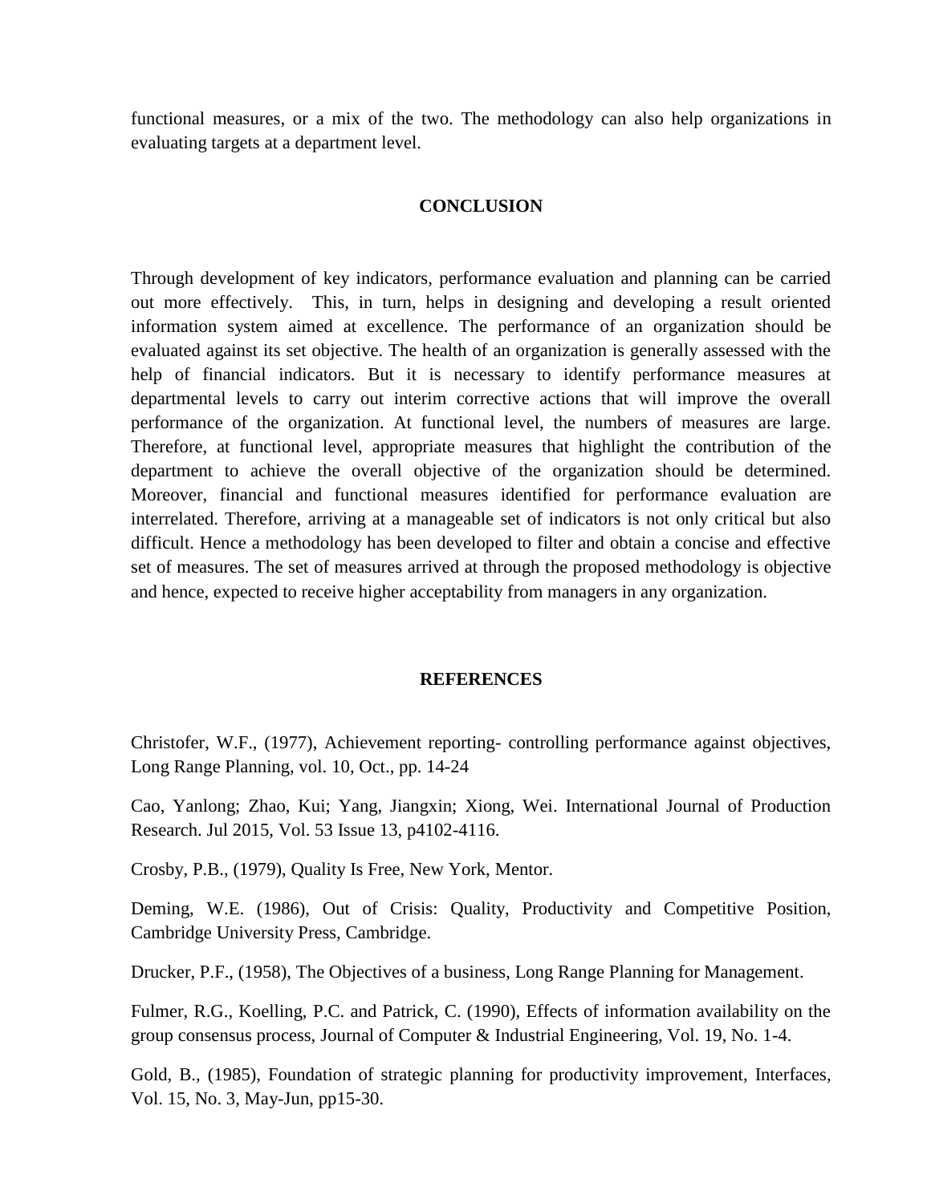functional measures, or a mix of the two. The methodology can also help organizations in evaluating targets at a department level.

## CONCLUSION

Through development of key indicators, performance evaluation and planning can be carried out more effectively. This, in turn, helps in designing and developing a result oriented information system aimed at excellence. The performance of an organization should be evaluated against its set objective. The health of an organization is generally assessed with the help of financial indicators. But it is necessary to identify performance measures at departmental levels to carry out interim corrective actions that will improve the overall performance of the organization. At functional level, the numbers of measures are large. Therefore, at functional level, appropriate measures that highlight the contribution of the department to achieve the overall objective of the organization should be determined. Moreover, financial and functional measures identified for performance evaluation are interrelated. Therefore, arriving at a manageable set of indicators is not only critical but also difficult. Hence a methodology has been developed to filter and obtain a concise and effective set of measures. The set of measures arrived at through the proposed methodology is objective and hence, expected to receive higher acceptability from managers in any organization.

## REFERENCES

Christofer, W.F., (1977), Achievement reporting- controlling performance against objectives, Long Range Planning, vol. 10, Oct., pp. 14-24

Cao, Yanlong; Zhao, Kui; Yang, Jiangxin; Xiong, Wei. International Journal of Production Research. Jul 2015, Vol. 53 Issue 13, p4102-4116.

Crosby, P.B., (1979), Quality Is Free, New York, Mentor.

Deming, W.E. (1986), Out of Crisis: Quality, Productivity and Competitive Position, Cambridge University Press, Cambridge.

Drucker, P.F., (1958), The Objectives of a business, Long Range Planning for Management.

Fulmer, R.G., Koelling, P.C. and Patrick, C. (1990), Effects of information availability on the group consensus process, Journal of Computer & Industrial Engineering, Vol. 19, No. 1-4.

Gold, B., (1985), Foundation of strategic planning for productivity improvement, Interfaces, Vol. 15, No. 3, May-Jun, pp15-30.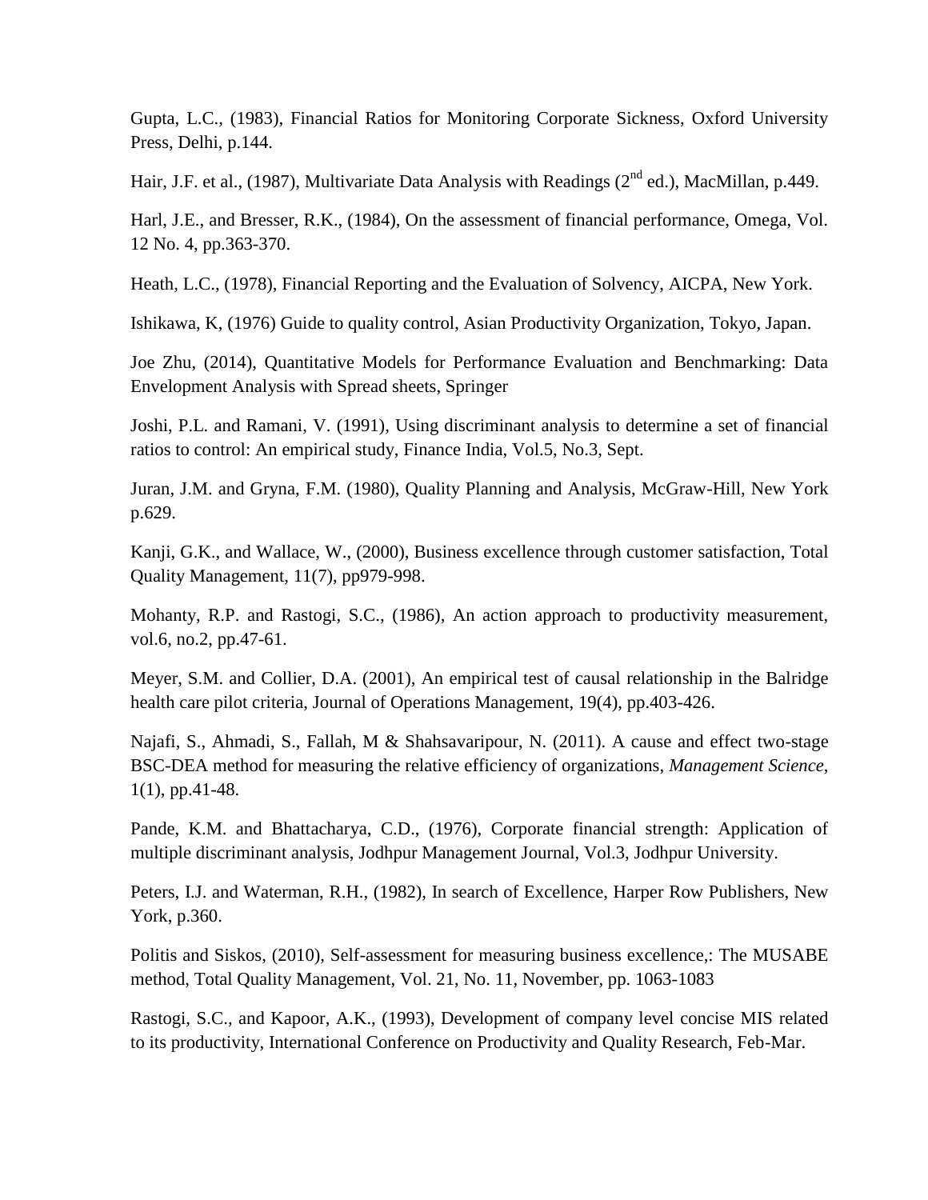Gupta, L.C., (1983), Financial Ratios for Monitoring Corporate Sickness, Oxford University Press, Delhi, p.144.

Hair, J.F. et al., (1987), Multivariate Data Analysis with Readings (2nd ed.), MacMillan, p.449.

Harl, J.E., and Bresser, R.K., (1984), On the assessment of financial performance, Omega, Vol. 12 No. 4, pp.363-370.

Heath, L.C., (1978), Financial Reporting and the Evaluation of Solvency, AICPA, New York.

Ishikawa, K, (1976) Guide to quality control, Asian Productivity Organization, Tokyo, Japan.

Joe Zhu, (2014), Quantitative Models for Performance Evaluation and Benchmarking: Data Envelopment Analysis with Spread sheets, Springer

Joshi, P.L. and Ramani, V. (1991), Using discriminant analysis to determine a set of financial ratios to control: An empirical study, Finance India, Vol.5, No.3, Sept.

Juran, J.M. and Gryna, F.M. (1980), Quality Planning and Analysis, McGraw-Hill, New York p.629.

Kanji, G.K., and Wallace, W., (2000), Business excellence through customer satisfaction, Total Quality Management, 11(7), pp979-998.

Mohanty, R.P. and Rastogi, S.C., (1986), An action approach to productivity measurement, vol.6, no.2, pp.47-61.

Meyer, S.M. and Collier, D.A. (2001), An empirical test of causal relationship in the Balridge health care pilot criteria, Journal of Operations Management, 19(4), pp.403-426.

Najafi, S., Ahmadi, S., Fallah, M & Shahsavaripour, N. (2011). A cause and effect two-stage BSC-DEA method for measuring the relative efficiency of organizations, *Management Science*, 1(1), pp.41-48.

Pande, K.M. and Bhattacharya, C.D., (1976), Corporate financial strength: Application of multiple discriminant analysis, Jodhpur Management Journal, Vol.3, Jodhpur University.

Peters, I.J. and Waterman, R.H., (1982), In search of Excellence, Harper Row Publishers, New York, p.360.

Politis and Siskos, (2010), Self-assessment for measuring business excellence,: The MUSABE method, Total Quality Management, Vol. 21, No. 11, November, pp. 1063-1083

Rastogi, S.C., and Kapoor, A.K., (1993), Development of company level concise MIS related to its productivity, International Conference on Productivity and Quality Research, Feb-Mar.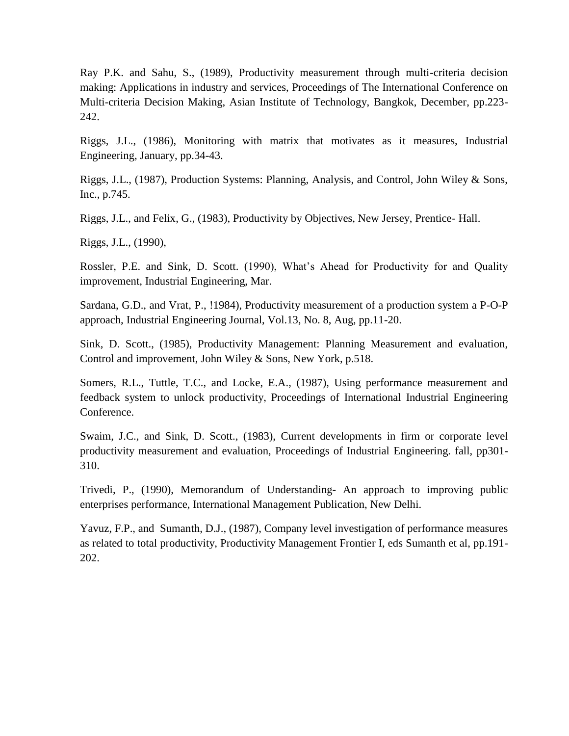Ray P.K. and Sahu, S., (1989), Productivity measurement through multi-criteria decision making: Applications in industry and services, Proceedings of The International Conference on Multi-criteria Decision Making, Asian Institute of Technology, Bangkok, December, pp.223-242.

Riggs, J.L., (1986), Monitoring with matrix that motivates as it measures, Industrial Engineering, January, pp.34-43.

Riggs, J.L., (1987), Production Systems: Planning, Analysis, and Control, John Wiley & Sons, Inc., p.745.

Riggs, J.L., and Felix, G., (1983), Productivity by Objectives, New Jersey, Prentice- Hall.

Riggs, J.L., (1990),

Rossler, P.E. and Sink, D. Scott. (1990), What's Ahead for Productivity for and Quality improvement, Industrial Engineering, Mar.

Sardana, G.D., and Vrat, P., !1984), Productivity measurement of a production system a P-O-P approach, Industrial Engineering Journal, Vol.13, No. 8, Aug, pp.11-20.

Sink, D. Scott., (1985), Productivity Management: Planning Measurement and evaluation, Control and improvement, John Wiley & Sons, New York, p.518.

Somers, R.L., Tuttle, T.C., and Locke, E.A., (1987), Using performance measurement and feedback system to unlock productivity, Proceedings of International Industrial Engineering Conference.

Swaim, J.C., and Sink, D. Scott., (1983), Current developments in firm or corporate level productivity measurement and evaluation, Proceedings of Industrial Engineering. fall, pp301-310.

Trivedi, P., (1990), Memorandum of Understanding- An approach to improving public enterprises performance, International Management Publication, New Delhi.

Yavuz, F.P., and Sumanth, D.J., (1987), Company level investigation of performance measures as related to total productivity, Productivity Management Frontier I, eds Sumanth et al, pp.191-202.